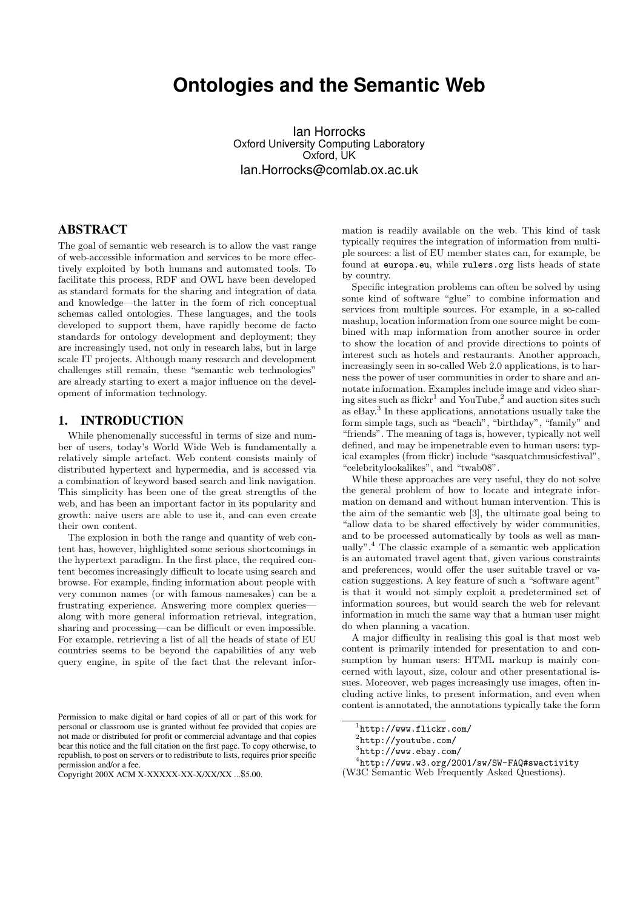# Ontologies and the Semantic Web

Ian Horrocks
Oxford University Computing Laboratory
Oxford, UK
Ian.Horrocks@comlab.ox.ac.uk

## ABSTRACT

The goal of semantic web research is to allow the vast range of web-accessible information and services to be more effectively exploited by both humans and automated tools. To facilitate this process, RDF and OWL have been developed as standard formats for the sharing and integration of data and knowledge—the latter in the form of rich conceptual schemas called ontologies. These languages, and the tools developed to support them, have rapidly become de facto standards for ontology development and deployment; they are increasingly used, not only in research labs, but in large scale IT projects. Although many research and development challenges still remain, these "semantic web technologies" are already starting to exert a major influence on the development of information technology.

## 1. INTRODUCTION

While phenomenally successful in terms of size and number of users, today's World Wide Web is fundamentally a relatively simple artefact. Web content consists mainly of distributed hypertext and hypermedia, and is accessed via a combination of keyword based search and link navigation. This simplicity has been one of the great strengths of the web, and has been an important factor in its popularity and growth: naive users are able to use it, and can even create their own content.

The explosion in both the range and quantity of web content has, however, highlighted some serious shortcomings in the hypertext paradigm. In the first place, the required content becomes increasingly difficult to locate using search and browse. For example, finding information about people with very common names (or with famous namesakes) can be a frustrating experience. Answering more complex queries—along with more general information retrieval, integration, sharing and processing—can be difficult or even impossible. For example, retrieving a list of all the heads of state of EU countries seems to be beyond the capabilities of any web query engine, in spite of the fact that the relevant information is readily available on the web. This kind of task typically requires the integration of information from multiple sources: a list of EU member states can, for example, be found at `europa.eu`, while `rulers.org` lists heads of state by country.

Specific integration problems can often be solved by using some kind of software "glue" to combine information and services from multiple sources. For example, in a so-called mashup, location information from one source might be combined with map information from another source in order to show the location of and provide directions to points of interest such as hotels and restaurants. Another approach, increasingly seen in so-called Web 2.0 applications, is to harness the power of user communities in order to share and annotate information. Examples include image and video sharing sites such as flickr[1] and YouTube,[2] and auction sites such as eBay.[3] In these applications, annotations usually take the form simple tags, such as "beach", "birthday", "family" and "friends". The meaning of tags is, however, typically not well defined, and may be impenetrable even to human users: typical examples (from flickr) include "sasquatchmusicfestival", "celebritylookalikes", and "twab08".

While these approaches are very useful, they do not solve the general problem of how to locate and integrate information on demand and without human intervention. This is the aim of the semantic web [3], the ultimate goal being to "allow data to be shared effectively by wider communities, and to be processed automatically by tools as well as manually".[4] The classic example of a semantic web application is an automated travel agent that, given various constraints and preferences, would offer the user suitable travel or vacation suggestions. A key feature of such a "software agent" is that it would not simply exploit a predetermined set of information sources, but would search the web for relevant information in much the same way that a human user might do when planning a vacation.

A major difficulty in realising this goal is that most web content is primarily intended for presentation to and consumption by human users: HTML markup is mainly concerned with layout, size, colour and other presentational issues. Moreover, web pages increasingly use images, often including active links, to present information, and even when content is annotated, the annotations typically take the form

---

[1] `http://www.flickr.com/`

[2] `http://youtube.com/`

[3] `http://www.ebay.com/`

[4] `http://www.w3.org/2001/sw/SW-FAQ#swactivity` (W3C Semantic Web Frequently Asked Questions).

Permission to make digital or hard copies of all or part of this work for personal or classroom use is granted without fee provided that copies are not made or distributed for profit or commercial advantage and that copies bear this notice and the full citation on the first page. To copy otherwise, to republish, to post on servers or to redistribute to lists, requires prior specific permission and/or a fee.
Copyright 200X ACM X-XXXXX-XX-X/XX/XX ...$5.00.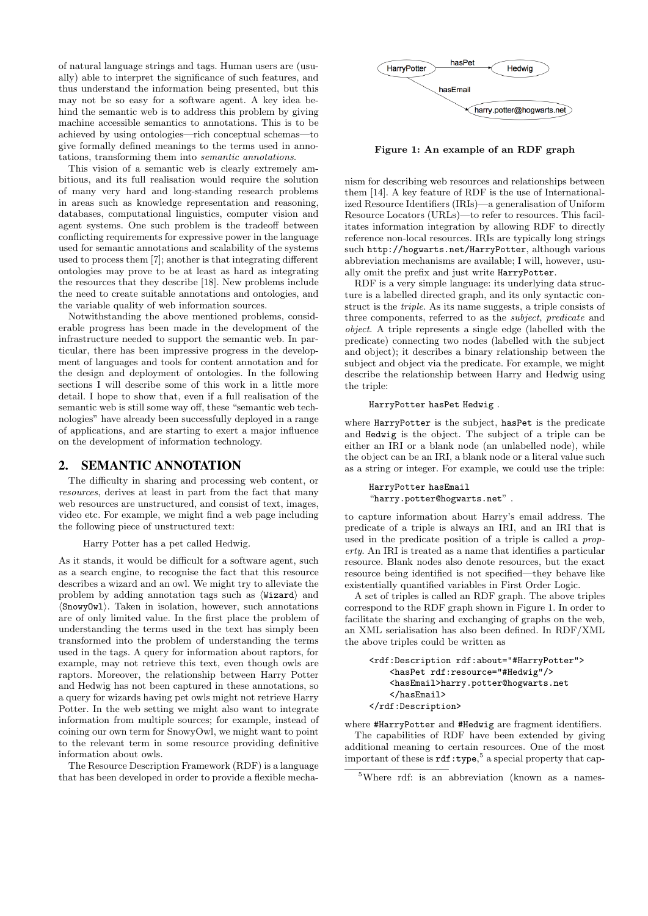of natural language strings and tags. Human users are (usually) able to interpret the significance of such features, and thus understand the information being presented, but this may not be so easy for a software agent. A key idea behind the semantic web is to address this problem by giving machine accessible semantics to annotations. This is to be achieved by using ontologies—rich conceptual schemas—to give formally defined meanings to the terms used in annotations, transforming them into *semantic annotations*.

This vision of a semantic web is clearly extremely ambitious, and its full realisation would require the solution of many very hard and long-standing research problems in areas such as knowledge representation and reasoning, databases, computational linguistics, computer vision and agent systems. One such problem is the tradeoff between conflicting requirements for expressive power in the language used for semantic annotations and scalability of the systems used to process them [7]; another is that integrating different ontologies may prove to be at least as hard as integrating the resources that they describe [18]. New problems include the need to create suitable annotations and ontologies, and the variable quality of web information sources.

Notwithstanding the above mentioned problems, considerable progress has been made in the development of the infrastructure needed to support the semantic web. In particular, there has been impressive progress in the development of languages and tools for content annotation and for the design and deployment of ontologies. In the following sections I will describe some of this work in a little more detail. I hope to show that, even if a full realisation of the semantic web is still some way off, these "semantic web technologies" have already been successfully deployed in a range of applications, and are starting to exert a major influence on the development of information technology.

## 2. SEMANTIC ANNOTATION

The difficulty in sharing and processing web content, or *resources*, derives at least in part from the fact that many web resources are unstructured, and consist of text, images, video etc. For example, we might find a web page including the following piece of unstructured text:

> Harry Potter has a pet called Hedwig.

As it stands, it would be difficult for a software agent, such as a search engine, to recognise the fact that this resource describes a wizard and an owl. We might try to alleviate the problem by adding annotation tags such as ⟨`Wizard`⟩ and ⟨`SnowyOwl`⟩. Taken in isolation, however, such annotations are of only limited value. In the first place the problem of understanding the terms used in the text has simply been transformed into the problem of understanding the terms used in the tags. A query for information about raptors, for example, may not retrieve this text, even though owls are raptors. Moreover, the relationship between Harry Potter and Hedwig has not been captured in these annotations, so a query for wizards having pet owls might not retrieve Harry Potter. In the web setting we might also want to integrate information from multiple sources; for example, instead of coining our own term for SnowyOwl, we might want to point to the relevant term in some resource providing definitive information about owls.

The Resource Description Framework (RDF) is a language that has been developed in order to provide a flexible mechanism for describing web resources and relationships between them [14]. A key feature of RDF is the use of Internationalized Resource Identifiers (IRIs)—a generalisation of Uniform Resource Locators (URLs)—to refer to resources. This facilitates information integration by allowing RDF to directly reference non-local resources. IRIs are typically long strings such `http://hogwarts.net/HarryPotter`, although various abbreviation mechanisms are available; I will, however, usually omit the prefix and just write `HarryPotter`.

**Figure 1: An example of an RDF graph**

RDF is a very simple language: its underlying data structure is a labelled directed graph, and its only syntactic construct is the *triple*. As its name suggests, a triple consists of three components, referred to as the *subject*, *predicate* and *object*. A triple represents a single edge (labelled with the predicate) connecting two nodes (labelled with the subject and object); it describes a binary relationship between the subject and object via the predicate. For example, we might describe the relationship between Harry and Hedwig using the triple:

```
HarryPotter hasPet Hedwig .
```

where `HarryPotter` is the subject, `hasPet` is the predicate and `Hedwig` is the object. The subject of a triple can be either an IRI or a blank node (an unlabelled node), while the object can be an IRI, a blank node or a literal value such as a string or integer. For example, we could use the triple:

```
HarryPotter hasEmail
"harry.potter@hogwarts.net" .
```

to capture information about Harry's email address. The predicate of a triple is always an IRI, and an IRI that is used in the predicate position of a triple is called a *property*. An IRI is treated as a name that identifies a particular resource. Blank nodes also denote resources, but the exact resource being identified is not specified—they behave like existentially quantified variables in First Order Logic.

A set of triples is called an RDF graph. The above triples correspond to the RDF graph shown in Figure 1. In order to facilitate the sharing and exchanging of graphs on the web, an XML serialisation has also been defined. In RDF/XML the above triples could be written as

```
<rdf:Description rdf:about="#HarryPotter">
    <hasPet rdf:resource="#Hedwig"/>
    <hasEmail>harry.potter@hogwarts.net
    </hasEmail>
</rdf:Description>
```

where `#HarryPotter` and `#Hedwig` are fragment identifiers.

The capabilities of RDF have been extended by giving additional meaning to certain resources. One of the most important of these is `rdf:type`,[5] a special property that cap-

[5] Where rdf: is an abbreviation (known as a names-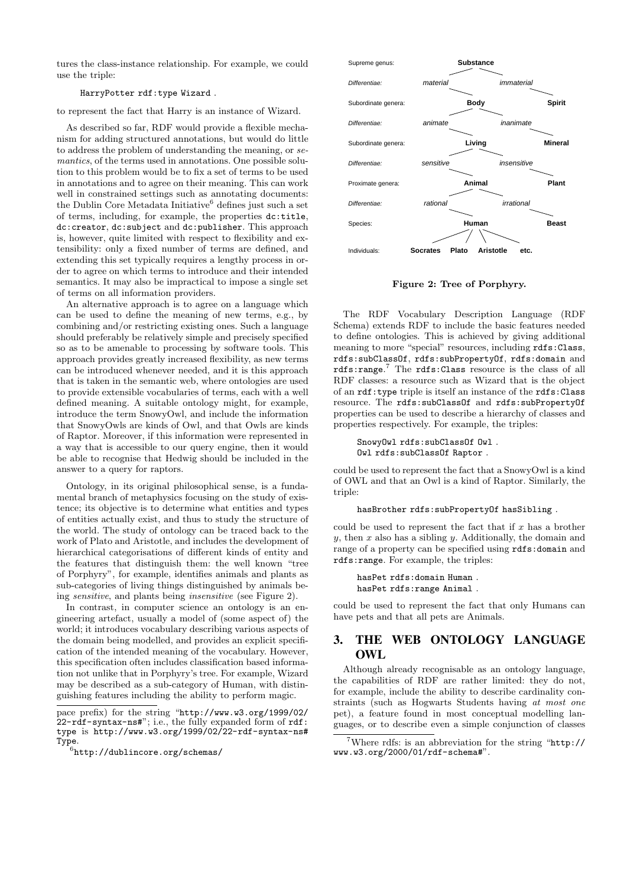tures the class-instance relationship. For example, we could use the triple:

```
HarryPotter rdf:type Wizard .
```

to represent the fact that Harry is an instance of Wizard.

As described so far, RDF would provide a flexible mechanism for adding structured annotations, but would do little to address the problem of understanding the meaning, or *semantics*, of the terms used in annotations. One possible solution to this problem would be to fix a set of terms to be used in annotations and to agree on their meaning. This can work well in constrained settings such as annotating documents: the Dublin Core Metadata Initiative[6] defines just such a set of terms, including, for example, the properties `dc:title`, `dc:creator`, `dc:subject` and `dc:publisher`. This approach is, however, quite limited with respect to flexibility and extensibility: only a fixed number of terms are defined, and extending this set typically requires a lengthy process in order to agree on which terms to introduce and their intended semantics. It may also be impractical to impose a single set of terms on all information providers.

An alternative approach is to agree on a language which can be used to define the meaning of new terms, e.g., by combining and/or restricting existing ones. Such a language should preferably be relatively simple and precisely specified so as to be amenable to processing by software tools. This approach provides greatly increased flexibility, as new terms can be introduced whenever needed, and it is this approach that is taken in the semantic web, where ontologies are used to provide extensible vocabularies of terms, each with a well defined meaning. A suitable ontology might, for example, introduce the term SnowyOwl, and include the information that SnowyOwls are kinds of Owl, and that Owls are kinds of Raptor. Moreover, if this information were represented in a way that is accessible to our query engine, then it would be able to recognise that Hedwig should be included in the answer to a query for raptors.

Ontology, in its original philosophical sense, is a fundamental branch of metaphysics focusing on the study of existence; its objective is to determine what entities and types of entities actually exist, and thus to study the structure of the world. The study of ontology can be traced back to the work of Plato and Aristotle, and includes the development of hierarchical categorisations of different kinds of entity and the features that distinguish them: the well known "tree of Porphyry", for example, identifies animals and plants as sub-categories of living things distinguished by animals being *sensitive*, and plants being *insensitive* (see Figure 2).

In contrast, in computer science an ontology is an engineering artefact, usually a model of (some aspect of) the world; it introduces vocabulary describing various aspects of the domain being modelled, and provides an explicit specification of the intended meaning of the vocabulary. However, this specification often includes classification based information not unlike that in Porphyry's tree. For example, Wizard may be described as a sub-category of Human, with distinguishing features including the ability to perform magic.

pace prefix) for the string "`http://www.w3.org/1999/02/22-rdf-syntax-ns#`"; i.e., the fully expanded form of `rdf:type` is `http://www.w3.org/1999/02/22-rdf-syntax-ns#Type`.

[6] `http://dublincore.org/schemas/`

| | | |
|---|---|---|
| Supreme genus: | **Substance** | |
| *Differentiae:* | *material* | *immaterial* |
| Subordinate genera: | **Body** | **Spirit** |
| *Differentiae:* | *animate* | *inanimate* |
| Subordinate genera: | **Living** | **Mineral** |
| *Differentiae:* | *sensitive* | *insensitive* |
| Proximate genera: | **Animal** | **Plant** |
| *Differentiae:* | *rational* | *irrational* |
| Species: | **Human** | **Beast** |
| Individuals: | **Socrates Plato Aristotle etc.** | |

**Figure 2: Tree of Porphyry.**

The RDF Vocabulary Description Language (RDF Schema) extends RDF to include the basic features needed to define ontologies. This is achieved by giving additional meaning to more "special" resources, including `rdfs:Class`, `rdfs:subClassOf`, `rdfs:subPropertyOf`, `rdfs:domain` and `rdfs:range`.[7] The `rdfs:Class` resource is the class of all RDF classes: a resource such as Wizard that is the object of an `rdf:type` triple is itself an instance of the `rdfs:Class` resource. The `rdfs:subClassOf` and `rdfs:subPropertyOf` properties can be used to describe a hierarchy of classes and properties respectively. For example, the triples:

```
SnowyOwl rdfs:subClassOf Owl .
Owl rdfs:subClassOf Raptor .
```

could be used to represent the fact that a SnowyOwl is a kind of OWL and that an Owl is a kind of Raptor. Similarly, the triple:

```
hasBrother rdfs:subPropertyOf hasSibling .
```

could be used to represent the fact that if $x$ has a brother $y$, then $x$ also has a sibling $y$. Additionally, the domain and range of a property can be specified using `rdfs:domain` and `rdfs:range`. For example, the triples:

```
hasPet rdfs:domain Human .
hasPet rdfs:range Animal .
```

could be used to represent the fact that only Humans can have pets and that all pets are Animals.

## 3. THE WEB ONTOLOGY LANGUAGE OWL

Although already recognisable as an ontology language, the capabilities of RDF are rather limited: they do not, for example, include the ability to describe cardinality constraints (such as Hogwarts Students having *at most one* pet), a feature found in most conceptual modelling languages, or to describe even a simple conjunction of classes

[7] Where rdfs: is an abbreviation for the string "`http://www.w3.org/2000/01/rdf-schema#`".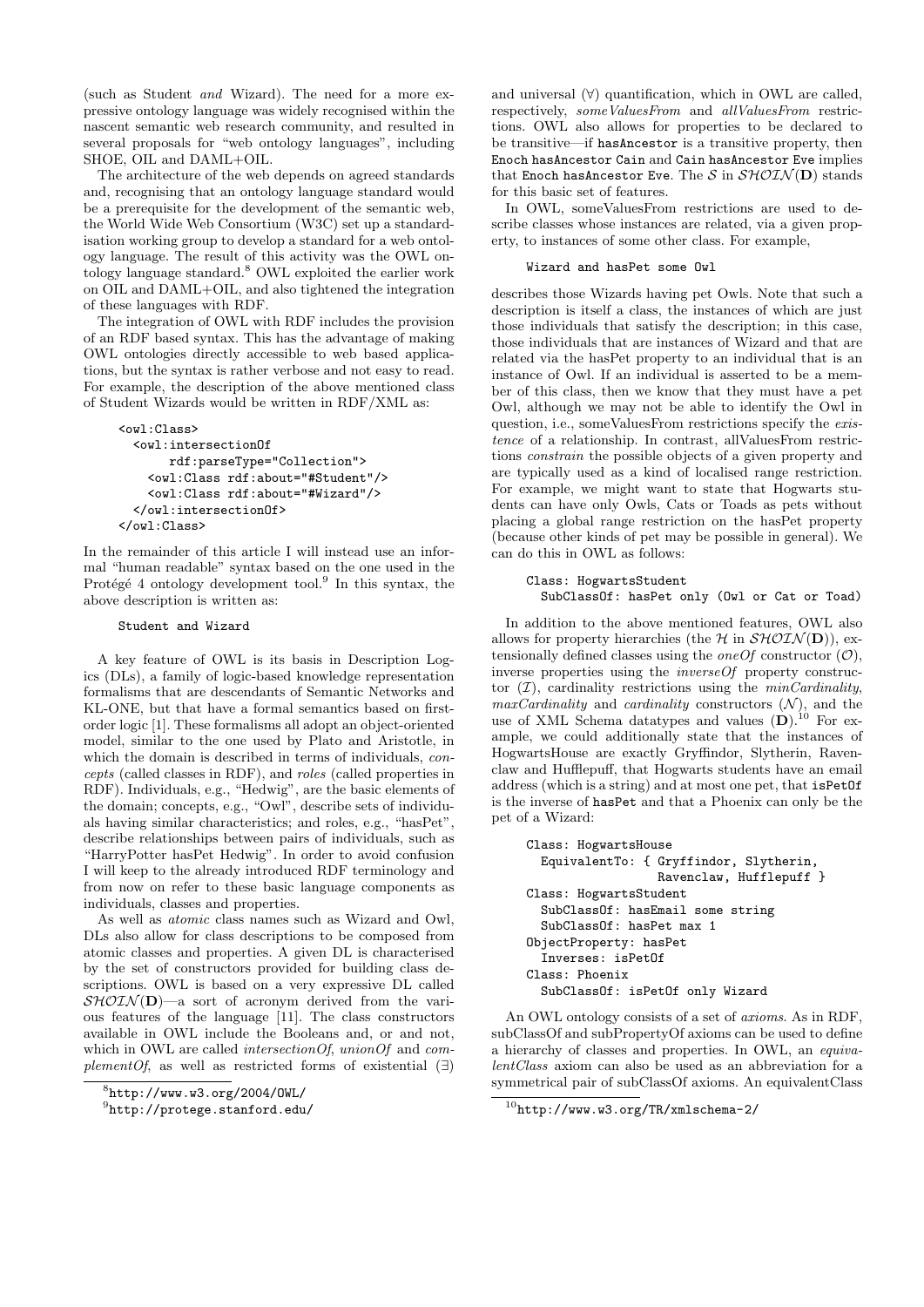(such as Student *and* Wizard). The need for a more expressive ontology language was widely recognised within the nascent semantic web research community, and resulted in several proposals for "web ontology languages", including SHOE, OIL and DAML+OIL.

The architecture of the web depends on agreed standards and, recognising that an ontology language standard would be a prerequisite for the development of the semantic web, the World Wide Web Consortium (W3C) set up a standardisation working group to develop a standard for a web ontology language. The result of this activity was the OWL ontology language standard.[8] OWL exploited the earlier work on OIL and DAML+OIL, and also tightened the integration of these languages with RDF.

The integration of OWL with RDF includes the provision of an RDF based syntax. This has the advantage of making OWL ontologies directly accessible to web based applications, but the syntax is rather verbose and not easy to read. For example, the description of the above mentioned class of Student Wizards would be written in RDF/XML as:

```
<owl:Class>
  <owl:intersectionOf
       rdf:parseType="Collection">
    <owl:Class rdf:about="#Student"/>
    <owl:Class rdf:about="#Wizard"/>
  </owl:intersectionOf>
</owl:Class>
```

In the remainder of this article I will instead use an informal "human readable" syntax based on the one used in the Protégé 4 ontology development tool.[9] In this syntax, the above description is written as:

```
Student and Wizard
```

A key feature of OWL is its basis in Description Logics (DLs), a family of logic-based knowledge representation formalisms that are descendants of Semantic Networks and KL-ONE, but that have a formal semantics based on first-order logic [1]. These formalisms all adopt an object-oriented model, similar to the one used by Plato and Aristotle, in which the domain is described in terms of individuals, *concepts* (called classes in RDF), and *roles* (called properties in RDF). Individuals, e.g., "Hedwig", are the basic elements of the domain; concepts, e.g., "Owl", describe sets of individuals having similar characteristics; and roles, e.g., "hasPet", describe relationships between pairs of individuals, such as "HarryPotter hasPet Hedwig". In order to avoid confusion I will keep to the already introduced RDF terminology and from now on refer to these basic language components as individuals, classes and properties.

As well as *atomic* class names such as Wizard and Owl, DLs also allow for class descriptions to be composed from atomic classes and properties. A given DL is characterised by the set of constructors provided for building class descriptions. OWL is based on a very expressive DL called $\mathcal{SHOIN}(\mathbf{D})$—a sort of acronym derived from the various features of the language [11]. The class constructors available in OWL include the Booleans and, or and not, which in OWL are called *intersectionOf*, *unionOf* and *complementOf*, as well as restricted forms of existential ($\exists$) and universal ($\forall$) quantification, which in OWL are called, respectively, *someValuesFrom* and *allValuesFrom* restrictions. OWL also allows for properties to be declared to be transitive—if `hasAncestor` is a transitive property, then `Enoch hasAncestor Cain` and `Cain hasAncestor Eve` implies that `Enoch hasAncestor Eve`. The $\mathcal{S}$ in $\mathcal{SHOIN}(\mathbf{D})$ stands for this basic set of features.

In OWL, someValuesFrom restrictions are used to describe classes whose instances are related, via a given property, to instances of some other class. For example,

```
Wizard and hasPet some Owl
```

describes those Wizards having pet Owls. Note that such a description is itself a class, the instances of which are just those individuals that satisfy the description; in this case, those individuals that are instances of Wizard and that are related via the hasPet property to an individual that is an instance of Owl. If an individual is asserted to be a member of this class, then we know that they must have a pet Owl, although we may not be able to identify the Owl in question, i.e., someValuesFrom restrictions specify the *existence* of a relationship. In contrast, allValuesFrom restrictions *constrain* the possible objects of a given property and are typically used as a kind of localised range restriction. For example, we might want to state that Hogwarts students can have only Owls, Cats or Toads as pets without placing a global range restriction on the hasPet property (because other kinds of pet may be possible in general). We can do this in OWL as follows:

```
Class: HogwartsStudent
  SubClassOf: hasPet only (Owl or Cat or Toad)
```

In addition to the above mentioned features, OWL also allows for property hierarchies (the $\mathcal{H}$ in $\mathcal{SHOIN}(\mathbf{D})$), extensionally defined classes using the *oneOf* constructor ($\mathcal{O}$), inverse properties using the *inverseOf* property constructor ($\mathcal{I}$), cardinality restrictions using the *minCardinality*, *maxCardinality* and *cardinality* constructors ($\mathcal{N}$), and the use of XML Schema datatypes and values ($\mathbf{D}$).[10] For example, we could additionally state that the instances of HogwartsHouse are exactly Gryffindor, Slytherin, Ravenclaw and Hufflepuff, that Hogwarts students have an email address (which is a string) and at most one pet, that `isPetOf` is the inverse of `hasPet` and that a Phoenix can only be the pet of a Wizard:

```
Class: HogwartsHouse
  EquivalentTo: { Gryffindor, Slytherin,
                  Ravenclaw, Hufflepuff }
Class: HogwartsStudent
  SubClassOf: hasEmail some string
  SubClassOf: hasPet max 1
ObjectProperty: hasPet
  Inverses: isPetOf
Class: Phoenix
  SubClassOf: isPetOf only Wizard
```

An OWL ontology consists of a set of *axioms*. As in RDF, subClassOf and subPropertyOf axioms can be used to define a hierarchy of classes and properties. In OWL, an *equivalentClass* axiom can also be used as an abbreviation for a symmetrical pair of subClassOf axioms. An equivalentClass

[8] http://www.w3.org/2004/OWL/

[9] http://protege.stanford.edu/

[10] http://www.w3.org/TR/xmlschema-2/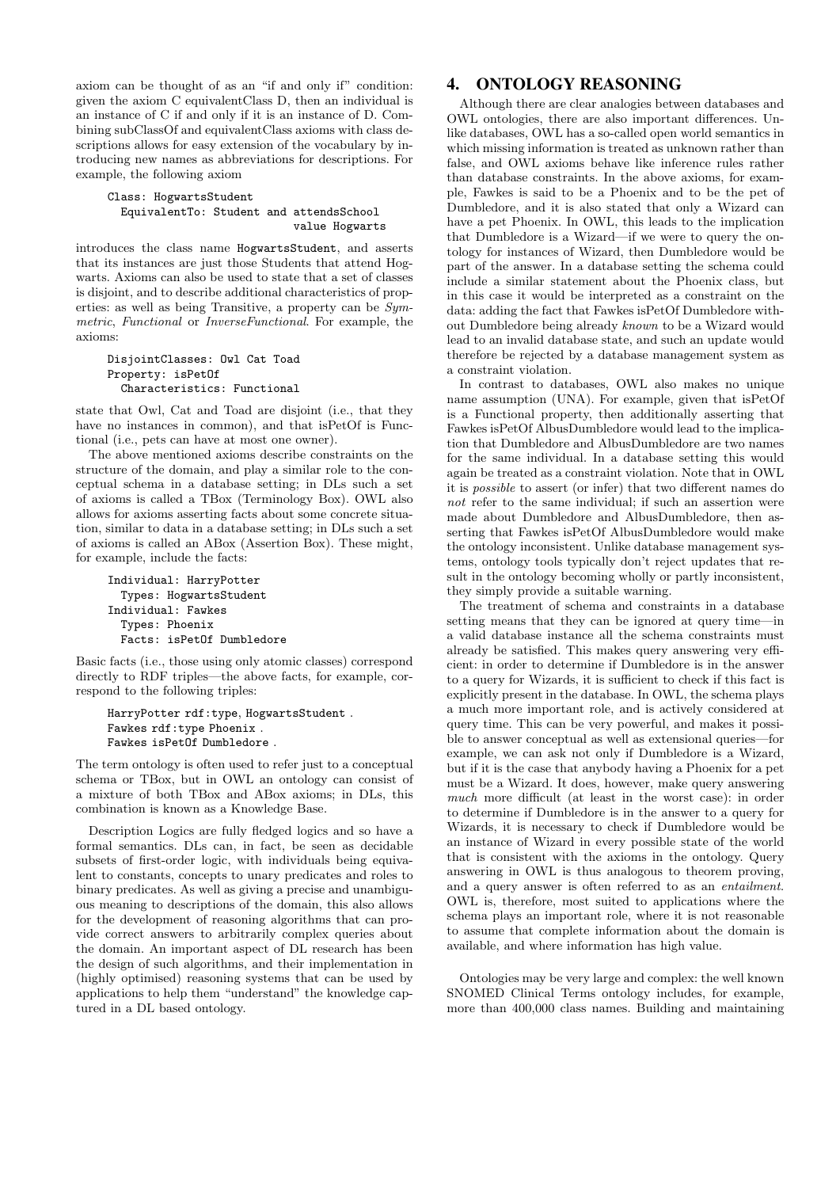axiom can be thought of as an "if and only if" condition: given the axiom C equivalentClass D, then an individual is an instance of C if and only if it is an instance of D. Combining subClassOf and equivalentClass axioms with class descriptions allows for easy extension of the vocabulary by introducing new names as abbreviations for descriptions. For example, the following axiom

```
Class: HogwartsStudent
  EquivalentTo: Student and attendsSchool
                              value Hogwarts
```

introduces the class name HogwartsStudent, and asserts that its instances are just those Students that attend Hogwarts. Axioms can also be used to state that a set of classes is disjoint, and to describe additional characteristics of properties: as well as being Transitive, a property can be *Symmetric*, *Functional* or *InverseFunctional*. For example, the axioms:

```
DisjointClasses: Owl Cat Toad
Property: isPetOf
  Characteristics: Functional
```

state that Owl, Cat and Toad are disjoint (i.e., that they have no instances in common), and that isPetOf is Functional (i.e., pets can have at most one owner).

The above mentioned axioms describe constraints on the structure of the domain, and play a similar role to the conceptual schema in a database setting; in DLs such a set of axioms is called a TBox (Terminology Box). OWL also allows for axioms asserting facts about some concrete situation, similar to data in a database setting; in DLs such a set of axioms is called an ABox (Assertion Box). These might, for example, include the facts:

```
Individual: HarryPotter
  Types: HogwartsStudent
Individual: Fawkes
  Types: Phoenix
  Facts: isPetOf Dumbledore
```

Basic facts (i.e., those using only atomic classes) correspond directly to RDF triples—the above facts, for example, correspond to the following triples:

```
HarryPotter rdf:type, HogwartsStudent .
Fawkes rdf:type Phoenix .
Fawkes isPetOf Dumbledore .
```

The term ontology is often used to refer just to a conceptual schema or TBox, but in OWL an ontology can consist of a mixture of both TBox and ABox axioms; in DLs, this combination is known as a Knowledge Base.

Description Logics are fully fledged logics and so have a formal semantics. DLs can, in fact, be seen as decidable subsets of first-order logic, with individuals being equivalent to constants, concepts to unary predicates and roles to binary predicates. As well as giving a precise and unambiguous meaning to descriptions of the domain, this also allows for the development of reasoning algorithms that can provide correct answers to arbitrarily complex queries about the domain. An important aspect of DL research has been the design of such algorithms, and their implementation in (highly optimised) reasoning systems that can be used by applications to help them "understand" the knowledge captured in a DL based ontology.

## 4. ONTOLOGY REASONING

Although there are clear analogies between databases and OWL ontologies, there are also important differences. Unlike databases, OWL has a so-called open world semantics in which missing information is treated as unknown rather than false, and OWL axioms behave like inference rules rather than database constraints. In the above axioms, for example, Fawkes is said to be a Phoenix and to be the pet of Dumbledore, and it is also stated that only a Wizard can have a pet Phoenix. In OWL, this leads to the implication that Dumbledore is a Wizard—if we were to query the ontology for instances of Wizard, then Dumbledore would be part of the answer. In a database setting the schema could include a similar statement about the Phoenix class, but in this case it would be interpreted as a constraint on the data: adding the fact that Fawkes isPetOf Dumbledore without Dumbledore being already *known* to be a Wizard would lead to an invalid database state, and such an update would therefore be rejected by a database management system as a constraint violation.

In contrast to databases, OWL also makes no unique name assumption (UNA). For example, given that isPetOf is a Functional property, then additionally asserting that Fawkes isPetOf AlbusDumbledore would lead to the implication that Dumbledore and AlbusDumbledore are two names for the same individual. In a database setting this would again be treated as a constraint violation. Note that in OWL it is *possible* to assert (or infer) that two different names do *not* refer to the same individual; if such an assertion were made about Dumbledore and AlbusDumbledore, then asserting that Fawkes isPetOf AlbusDumbledore would make the ontology inconsistent. Unlike database management systems, ontology tools typically don't reject updates that result in the ontology becoming wholly or partly inconsistent, they simply provide a suitable warning.

The treatment of schema and constraints in a database setting means that they can be ignored at query time—in a valid database instance all the schema constraints must already be satisfied. This makes query answering very efficient: in order to determine if Dumbledore is in the answer to a query for Wizards, it is sufficient to check if this fact is explicitly present in the database. In OWL, the schema plays a much more important role, and is actively considered at query time. This can be very powerful, and makes it possible to answer conceptual as well as extensional queries—for example, we can ask not only if Dumbledore is a Wizard, but if it is the case that anybody having a Phoenix for a pet must be a Wizard. It does, however, make query answering *much* more difficult (at least in the worst case): in order to determine if Dumbledore is in the answer to a query for Wizards, it is necessary to check if Dumbledore would be an instance of Wizard in every possible state of the world that is consistent with the axioms in the ontology. Query answering in OWL is thus analogous to theorem proving, and a query answer is often referred to as an *entailment*. OWL is, therefore, most suited to applications where the schema plays an important role, where it is not reasonable to assume that complete information about the domain is available, and where information has high value.

Ontologies may be very large and complex: the well known SNOMED Clinical Terms ontology includes, for example, more than 400,000 class names. Building and maintaining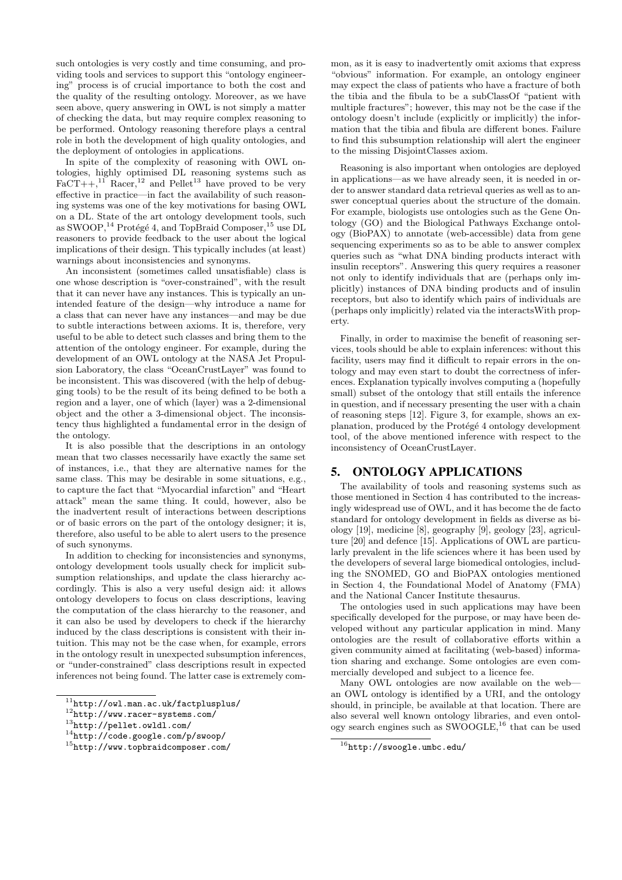such ontologies is very costly and time consuming, and providing tools and services to support this "ontology engineering" process is of crucial importance to both the cost and the quality of the resulting ontology. Moreover, as we have seen above, query answering in OWL is not simply a matter of checking the data, but may require complex reasoning to be performed. Ontology reasoning therefore plays a central role in both the development of high quality ontologies, and the deployment of ontologies in applications.

In spite of the complexity of reasoning with OWL ontologies, highly optimised DL reasoning systems such as FaCT++,[11] Racer,[12] and Pellet[13] have proved to be very effective in practice—in fact the availability of such reasoning systems was one of the key motivations for basing OWL on a DL. State of the art ontology development tools, such as SWOOP,[14] Protégé 4, and TopBraid Composer,[15] use DL reasoners to provide feedback to the user about the logical implications of their design. This typically includes (at least) warnings about inconsistencies and synonyms.

An inconsistent (sometimes called unsatisfiable) class is one whose description is "over-constrained", with the result that it can never have any instances. This is typically an unintended feature of the design—why introduce a name for a class that can never have any instances—and may be due to subtle interactions between axioms. It is, therefore, very useful to be able to detect such classes and bring them to the attention of the ontology engineer. For example, during the development of an OWL ontology at the NASA Jet Propulsion Laboratory, the class "OceanCrustLayer" was found to be inconsistent. This was discovered (with the help of debugging tools) to be the result of its being defined to be both a region and a layer, one of which (layer) was a 2-dimensional object and the other a 3-dimensional object. The inconsistency thus highlighted a fundamental error in the design of the ontology.

It is also possible that the descriptions in an ontology mean that two classes necessarily have exactly the same set of instances, i.e., that they are alternative names for the same class. This may be desirable in some situations, e.g., to capture the fact that "Myocardial infarction" and "Heart attack" mean the same thing. It could, however, also be the inadvertent result of interactions between descriptions or of basic errors on the part of the ontology designer; it is, therefore, also useful to be able to alert users to the presence of such synonyms.

In addition to checking for inconsistencies and synonyms, ontology development tools usually check for implicit subsumption relationships, and update the class hierarchy accordingly. This is also a very useful design aid: it allows ontology developers to focus on class descriptions, leaving the computation of the class hierarchy to the reasoner, and it can also be used by developers to check if the hierarchy induced by the class descriptions is consistent with their intuition. This may not be the case when, for example, errors in the ontology result in unexpected subsumption inferences, or "under-constrained" class descriptions result in expected inferences not being found. The latter case is extremely common, as it is easy to inadvertently omit axioms that express "obvious" information. For example, an ontology engineer may expect the class of patients who have a fracture of both the tibia and the fibula to be a subClassOf "patient with multiple fractures"; however, this may not be the case if the ontology doesn't include (explicitly or implicitly) the information that the tibia and fibula are different bones. Failure to find this subsumption relationship will alert the engineer to the missing DisjointClasses axiom.

Reasoning is also important when ontologies are deployed in applications—as we have already seen, it is needed in order to answer standard data retrieval queries as well as to answer conceptual queries about the structure of the domain. For example, biologists use ontologies such as the Gene Ontology (GO) and the Biological Pathways Exchange ontology (BioPAX) to annotate (web-accessible) data from gene sequencing experiments so as to be able to answer complex queries such as "what DNA binding products interact with insulin receptors". Answering this query requires a reasoner not only to identify individuals that are (perhaps only implicitly) instances of DNA binding products and of insulin receptors, but also to identify which pairs of individuals are (perhaps only implicitly) related via the interactsWith property.

Finally, in order to maximise the benefit of reasoning services, tools should be able to explain inferences: without this facility, users may find it difficult to repair errors in the ontology and may even start to doubt the correctness of inferences. Explanation typically involves computing a (hopefully small) subset of the ontology that still entails the inference in question, and if necessary presenting the user with a chain of reasoning steps [12]. Figure 3, for example, shows an explanation, produced by the Protégé 4 ontology development tool, of the above mentioned inference with respect to the inconsistency of OceanCrustLayer.

## 5. ONTOLOGY APPLICATIONS

The availability of tools and reasoning systems such as those mentioned in Section 4 has contributed to the increasingly widespread use of OWL, and it has become the de facto standard for ontology development in fields as diverse as biology [19], medicine [8], geography [9], geology [23], agriculture [20] and defence [15]. Applications of OWL are particularly prevalent in the life sciences where it has been used by the developers of several large biomedical ontologies, including the SNOMED, GO and BioPAX ontologies mentioned in Section 4, the Foundational Model of Anatomy (FMA) and the National Cancer Institute thesaurus.

The ontologies used in such applications may have been specifically developed for the purpose, or may have been developed without any particular application in mind. Many ontologies are the result of collaborative efforts within a given community aimed at facilitating (web-based) information sharing and exchange. Some ontologies are even commercially developed and subject to a licence fee.

Many OWL ontologies are now available on the web—an OWL ontology is identified by a URI, and the ontology should, in principle, be available at that location. There are also several well known ontology libraries, and even ontology search engines such as SWOOGLE,[16] that can be used

[11] http://owl.man.ac.uk/factplusplus/

[12] http://www.racer-systems.com/

[13] http://pellet.owldl.com/

[14] http://code.google.com/p/swoop/

[15] http://www.topbraidcomposer.com/

[16] http://swoogle.umbc.edu/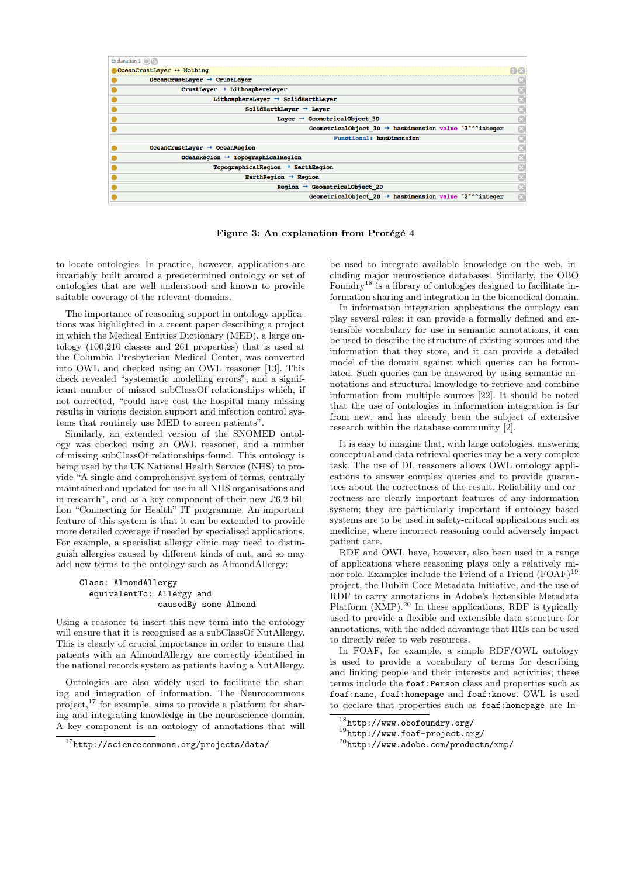```
Explanation 1
OceanCrustLayer ↔ Nothing
    OceanCrustLayer → CrustLayer
        CrustLayer → LithosphereLayer
            LithosphereLayer → SolidEarthLayer
                SolidEarthLayer → Layer
                    Layer → GeometricalObject_3D
                        GeometricalObject_3D → hasDimension value "3"^^integer
                        Functional: hasDimension
    OceanCrustLayer → OceanRegion
        OceanRegion → TopographicalRegion
            TopographicalRegion → EarthRegion
                EarthRegion → Region
                    Region → GeometricalObject_2D
                        GeometricalObject_2D → hasDimension value "2"^^integer
```

**Figure 3: An explanation from Protégé 4**

to locate ontologies. In practice, however, applications are invariably built around a predetermined ontology or set of ontologies that are well understood and known to provide suitable coverage of the relevant domains.

The importance of reasoning support in ontology applications was highlighted in a recent paper describing a project in which the Medical Entities Dictionary (MED), a large ontology (100,210 classes and 261 properties) that is used at the Columbia Presbyterian Medical Center, was converted into OWL and checked using an OWL reasoner [13]. This check revealed "systematic modelling errors", and a significant number of missed subClassOf relationships which, if not corrected, "could have cost the hospital many missing results in various decision support and infection control systems that routinely use MED to screen patients".

Similarly, an extended version of the SNOMED ontology was checked using an OWL reasoner, and a number of missing subClassOf relationships found. This ontology is being used by the UK National Health Service (NHS) to provide "A single and comprehensive system of terms, centrally maintained and updated for use in all NHS organisations and in research", and as a key component of their new £6.2 billion "Connecting for Health" IT programme. An important feature of this system is that it can be extended to provide more detailed coverage if needed by specialised applications. For example, a specialist allergy clinic may need to distinguish allergies caused by different kinds of nut, and so may add new terms to the ontology such as AlmondAllergy:

```
Class: AlmondAllergy
  equivalentTo: Allergy and
                causedBy some Almond
```

Using a reasoner to insert this new term into the ontology will ensure that it is recognised as a subClassOf NutAllergy. This is clearly of crucial importance in order to ensure that patients with an AlmondAllergy are correctly identified in the national records system as patients having a NutAllergy.

Ontologies are also widely used to facilitate the sharing and integration of information. The Neurocommons project,[17] for example, aims to provide a platform for sharing and integrating knowledge in the neuroscience domain. A key component is an ontology of annotations that will be used to integrate available knowledge on the web, including major neuroscience databases. Similarly, the OBO Foundry[18] is a library of ontologies designed to facilitate information sharing and integration in the biomedical domain.

In information integration applications the ontology can play several roles: it can provide a formally defined and extensible vocabulary for use in semantic annotations, it can be used to describe the structure of existing sources and the information that they store, and it can provide a detailed model of the domain against which queries can be formulated. Such queries can be answered by using semantic annotations and structural knowledge to retrieve and combine information from multiple sources [22]. It should be noted that the use of ontologies in information integration is far from new, and has already been the subject of extensive research within the database community [2].

It is easy to imagine that, with large ontologies, answering conceptual and data retrieval queries may be a very complex task. The use of DL reasoners allows OWL ontology applications to answer complex queries and to provide guarantees about the correctness of the result. Reliability and correctness are clearly important features of any information system; they are particularly important if ontology based systems are to be used in safety-critical applications such as medicine, where incorrect reasoning could adversely impact patient care.

RDF and OWL have, however, also been used in a range of applications where reasoning plays only a relatively minor role. Examples include the Friend of a Friend (FOAF)[19] project, the Dublin Core Metadata Initiative, and the use of RDF to carry annotations in Adobe's Extensible Metadata Platform (XMP).[20] In these applications, RDF is typically used to provide a flexible and extensible data structure for annotations, with the added advantage that IRIs can be used to directly refer to web resources.

In FOAF, for example, a simple RDF/OWL ontology is used to provide a vocabulary of terms for describing and linking people and their interests and activities; these terms include the `foaf:Person` class and properties such as `foaf:name`, `foaf:homepage` and `foaf:knows`. OWL is used to declare that properties such as `foaf:homepage` are In-

[17] http://sciencecommons.org/projects/data/

[18] http://www.obofoundry.org/

[19] http://www.foaf-project.org/

[20] http://www.adobe.com/products/xmp/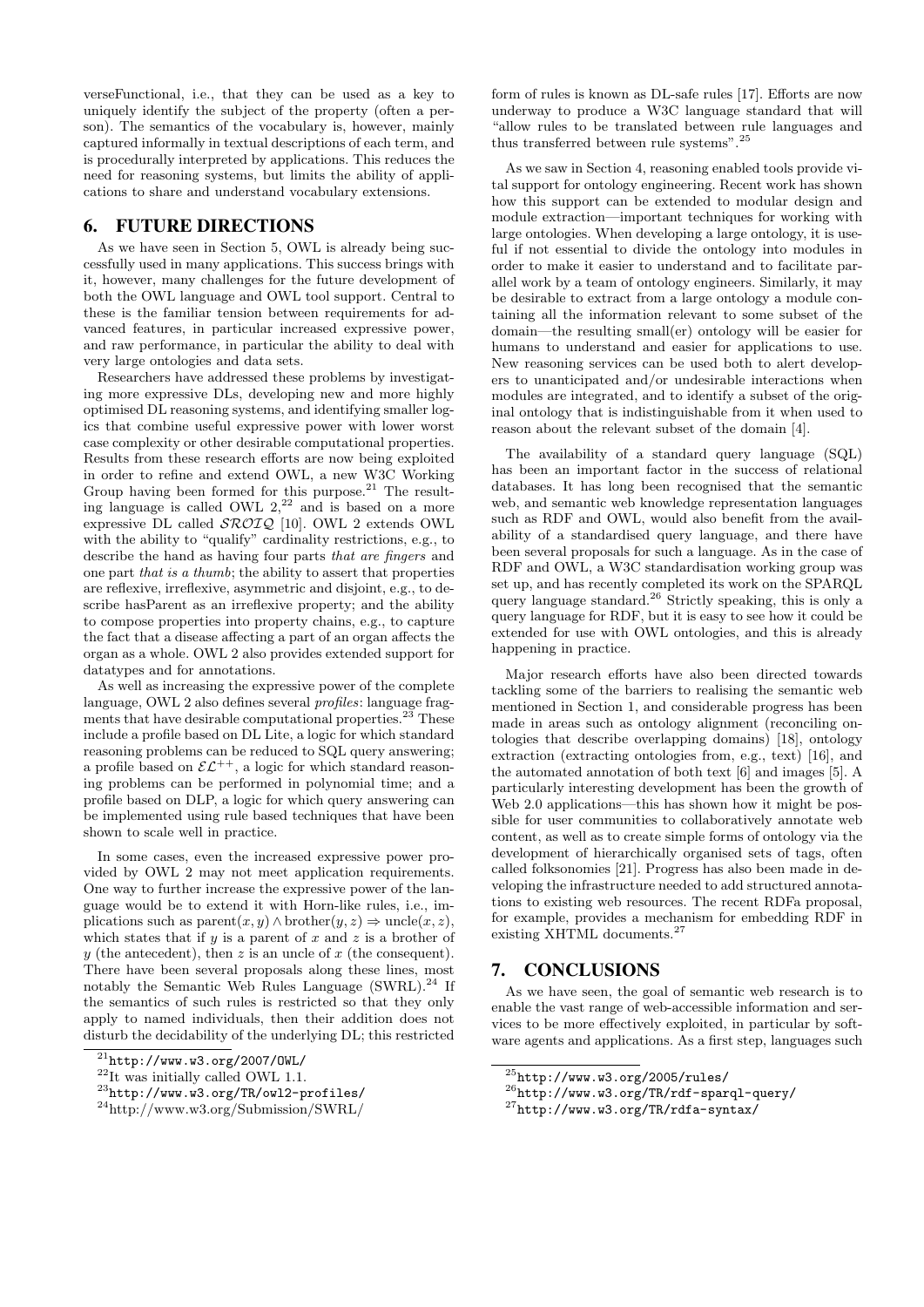verseFunctional, i.e., that they can be used as a key to uniquely identify the subject of the property (often a person). The semantics of the vocabulary is, however, mainly captured informally in textual descriptions of each term, and is procedurally interpreted by applications. This reduces the need for reasoning systems, but limits the ability of applications to share and understand vocabulary extensions.

## 6. FUTURE DIRECTIONS

As we have seen in Section 5, OWL is already being successfully used in many applications. This success brings with it, however, many challenges for the future development of both the OWL language and OWL tool support. Central to these is the familiar tension between requirements for advanced features, in particular increased expressive power, and raw performance, in particular the ability to deal with very large ontologies and data sets.

Researchers have addressed these problems by investigating more expressive DLs, developing new and more highly optimised DL reasoning systems, and identifying smaller logics that combine useful expressive power with lower worst case complexity or other desirable computational properties. Results from these research efforts are now being exploited in order to refine and extend OWL, a new W3C Working Group having been formed for this purpose.[21] The resulting language is called OWL 2,[22] and is based on a more expressive DL called $\mathcal{SROIQ}$ [10]. OWL 2 extends OWL with the ability to "qualify" cardinality restrictions, e.g., to describe the hand as having four parts *that are fingers* and one part *that is a thumb*; the ability to assert that properties are reflexive, irreflexive, asymmetric and disjoint, e.g., to describe hasParent as an irreflexive property; and the ability to compose properties into property chains, e.g., to capture the fact that a disease affecting a part of an organ affects the organ as a whole. OWL 2 also provides extended support for datatypes and for annotations.

As well as increasing the expressive power of the complete language, OWL 2 also defines several *profiles*: language fragments that have desirable computational properties.[23] These include a profile based on DL Lite, a logic for which standard reasoning problems can be reduced to SQL query answering; a profile based on $\mathcal{EL}^{++}$, a logic for which standard reasoning problems can be performed in polynomial time; and a profile based on DLP, a logic for which query answering can be implemented using rule based techniques that have been shown to scale well in practice.

In some cases, even the increased expressive power provided by OWL 2 may not meet application requirements. One way to further increase the expressive power of the language would be to extend it with Horn-like rules, i.e., implications such as $\text{parent}(x, y) \wedge \text{brother}(y, z) \Rightarrow \text{uncle}(x, z)$, which states that if $y$ is a parent of $x$ and $z$ is a brother of $y$ (the antecedent), then $z$ is an uncle of $x$ (the consequent). There have been several proposals along these lines, most notably the Semantic Web Rules Language (SWRL).[24] If the semantics of such rules is restricted so that they only apply to named individuals, then their addition does not disturb the decidability of the underlying DL; this restricted form of rules is known as DL-safe rules [17]. Efforts are now underway to produce a W3C language standard that will "allow rules to be translated between rule languages and thus transferred between rule systems".[25]

As we saw in Section 4, reasoning enabled tools provide vital support for ontology engineering. Recent work has shown how this support can be extended to modular design and module extraction—important techniques for working with large ontologies. When developing a large ontology, it is useful if not essential to divide the ontology into modules in order to make it easier to understand and to facilitate parallel work by a team of ontology engineers. Similarly, it may be desirable to extract from a large ontology a module containing all the information relevant to some subset of the domain—the resulting small(er) ontology will be easier for humans to understand and easier for applications to use. New reasoning services can be used both to alert developers to unanticipated and/or undesirable interactions when modules are integrated, and to identify a subset of the original ontology that is indistinguishable from it when used to reason about the relevant subset of the domain [4].

The availability of a standard query language (SQL) has been an important factor in the success of relational databases. It has long been recognised that the semantic web, and semantic web knowledge representation languages such as RDF and OWL, would also benefit from the availability of a standardised query language, and there have been several proposals for such a language. As in the case of RDF and OWL, a W3C standardisation working group was set up, and has recently completed its work on the SPARQL query language standard.[26] Strictly speaking, this is only a query language for RDF, but it is easy to see how it could be extended for use with OWL ontologies, and this is already happening in practice.

Major research efforts have also been directed towards tackling some of the barriers to realising the semantic web mentioned in Section 1, and considerable progress has been made in areas such as ontology alignment (reconciling ontologies that describe overlapping domains) [18], ontology extraction (extracting ontologies from, e.g., text) [16], and the automated annotation of both text [6] and images [5]. A particularly interesting development has been the growth of Web 2.0 applications—this has shown how it might be possible for user communities to collaboratively annotate web content, as well as to create simple forms of ontology via the development of hierarchically organised sets of tags, often called folksonomies [21]. Progress has also been made in developing the infrastructure needed to add structured annotations to existing web resources. The recent RDFa proposal, for example, provides a mechanism for embedding RDF in existing XHTML documents.[27]

## 7. CONCLUSIONS

As we have seen, the goal of semantic web research is to enable the vast range of web-accessible information and services to be more effectively exploited, in particular by software agents and applications. As a first step, languages such

[21] http://www.w3.org/2007/OWL/

[22] It was initially called OWL 1.1.

[23] http://www.w3.org/TR/owl2-profiles/

[24] http://www.w3.org/Submission/SWRL/

[25] http://www.w3.org/2005/rules/

[26] http://www.w3.org/TR/rdf-sparql-query/

[27] http://www.w3.org/TR/rdfa-syntax/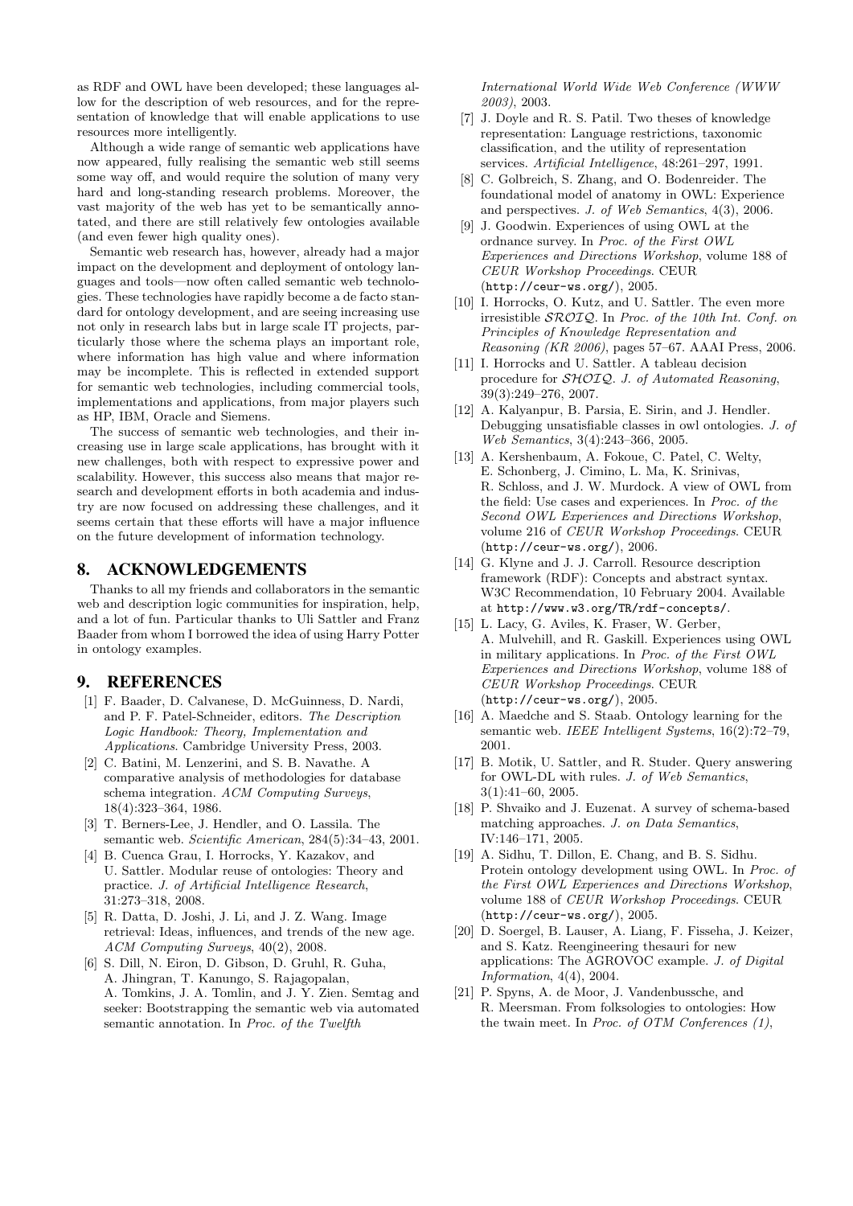as RDF and OWL have been developed; these languages allow for the description of web resources, and for the representation of knowledge that will enable applications to use resources more intelligently.

Although a wide range of semantic web applications have now appeared, fully realising the semantic web still seems some way off, and would require the solution of many very hard and long-standing research problems. Moreover, the vast majority of the web has yet to be semantically annotated, and there are still relatively few ontologies available (and even fewer high quality ones).

Semantic web research has, however, already had a major impact on the development and deployment of ontology languages and tools—now often called semantic web technologies. These technologies have rapidly become a de facto standard for ontology development, and are seeing increasing use not only in research labs but in large scale IT projects, particularly those where the schema plays an important role, where information has high value and where information may be incomplete. This is reflected in extended support for semantic web technologies, including commercial tools, implementations and applications, from major players such as HP, IBM, Oracle and Siemens.

The success of semantic web technologies, and their increasing use in large scale applications, has brought with it new challenges, both with respect to expressive power and scalability. However, this success also means that major research and development efforts in both academia and industry are now focused on addressing these challenges, and it seems certain that these efforts will have a major influence on the future development of information technology.

## 8. ACKNOWLEDGEMENTS

Thanks to all my friends and collaborators in the semantic web and description logic communities for inspiration, help, and a lot of fun. Particular thanks to Uli Sattler and Franz Baader from whom I borrowed the idea of using Harry Potter in ontology examples.

## 9. REFERENCES

[1] F. Baader, D. Calvanese, D. McGuinness, D. Nardi, and P. F. Patel-Schneider, editors. *The Description Logic Handbook: Theory, Implementation and Applications*. Cambridge University Press, 2003.

[2] C. Batini, M. Lenzerini, and S. B. Navathe. A comparative analysis of methodologies for database schema integration. *ACM Computing Surveys*, 18(4):323–364, 1986.

[3] T. Berners-Lee, J. Hendler, and O. Lassila. The semantic web. *Scientific American*, 284(5):34–43, 2001.

[4] B. Cuenca Grau, I. Horrocks, Y. Kazakov, and U. Sattler. Modular reuse of ontologies: Theory and practice. *J. of Artificial Intelligence Research*, 31:273–318, 2008.

[5] R. Datta, D. Joshi, J. Li, and J. Z. Wang. Image retrieval: Ideas, influences, and trends of the new age. *ACM Computing Surveys*, 40(2), 2008.

[6] S. Dill, N. Eiron, D. Gibson, D. Gruhl, R. Guha, A. Jhingran, T. Kanungo, S. Rajagopalan, A. Tomkins, J. A. Tomlin, and J. Y. Zien. Semtag and seeker: Bootstrapping the semantic web via automated semantic annotation. In *Proc. of the Twelfth International World Wide Web Conference (WWW 2003)*, 2003.

[7] J. Doyle and R. S. Patil. Two theses of knowledge representation: Language restrictions, taxonomic classification, and the utility of representation services. *Artificial Intelligence*, 48:261–297, 1991.

[8] C. Golbreich, S. Zhang, and O. Bodenreider. The foundational model of anatomy in OWL: Experience and perspectives. *J. of Web Semantics*, 4(3), 2006.

[9] J. Goodwin. Experiences of using OWL at the ordnance survey. In *Proc. of the First OWL Experiences and Directions Workshop*, volume 188 of *CEUR Workshop Proceedings*. CEUR (`http://ceur-ws.org/`), 2005.

[10] I. Horrocks, O. Kutz, and U. Sattler. The even more irresistible $\mathcal{SROIQ}$. In *Proc. of the 10th Int. Conf. on Principles of Knowledge Representation and Reasoning (KR 2006)*, pages 57–67. AAAI Press, 2006.

[11] I. Horrocks and U. Sattler. A tableau decision procedure for $\mathcal{SHOIQ}$. *J. of Automated Reasoning*, 39(3):249–276, 2007.

[12] A. Kalyanpur, B. Parsia, E. Sirin, and J. Hendler. Debugging unsatisfiable classes in owl ontologies. *J. of Web Semantics*, 3(4):243–366, 2005.

[13] A. Kershenbaum, A. Fokoue, C. Patel, C. Welty, E. Schonberg, J. Cimino, L. Ma, K. Srinivas, R. Schloss, and J. W. Murdock. A view of OWL from the field: Use cases and experiences. In *Proc. of the Second OWL Experiences and Directions Workshop*, volume 216 of *CEUR Workshop Proceedings*. CEUR (`http://ceur-ws.org/`), 2006.

[14] G. Klyne and J. J. Carroll. Resource description framework (RDF): Concepts and abstract syntax. W3C Recommendation, 10 February 2004. Available at `http://www.w3.org/TR/rdf-concepts/`.

[15] L. Lacy, G. Aviles, K. Fraser, W. Gerber, A. Mulvehill, and R. Gaskill. Experiences using OWL in military applications. In *Proc. of the First OWL Experiences and Directions Workshop*, volume 188 of *CEUR Workshop Proceedings*. CEUR (`http://ceur-ws.org/`), 2005.

[16] A. Maedche and S. Staab. Ontology learning for the semantic web. *IEEE Intelligent Systems*, 16(2):72–79, 2001.

[17] B. Motik, U. Sattler, and R. Studer. Query answering for OWL-DL with rules. *J. of Web Semantics*, 3(1):41–60, 2005.

[18] P. Shvaiko and J. Euzenat. A survey of schema-based matching approaches. *J. on Data Semantics*, IV:146–171, 2005.

[19] A. Sidhu, T. Dillon, E. Chang, and B. S. Sidhu. Protein ontology development using OWL. In *Proc. of the First OWL Experiences and Directions Workshop*, volume 188 of *CEUR Workshop Proceedings*. CEUR (`http://ceur-ws.org/`), 2005.

[20] D. Soergel, B. Lauser, A. Liang, F. Fisseha, J. Keizer, and S. Katz. Reengineering thesauri for new applications: The AGROVOC example. *J. of Digital Information*, 4(4), 2004.

[21] P. Spyns, A. de Moor, J. Vandenbussche, and R. Meersman. From folksologies to ontologies: How the twain meet. In *Proc. of OTM Conferences (1)*,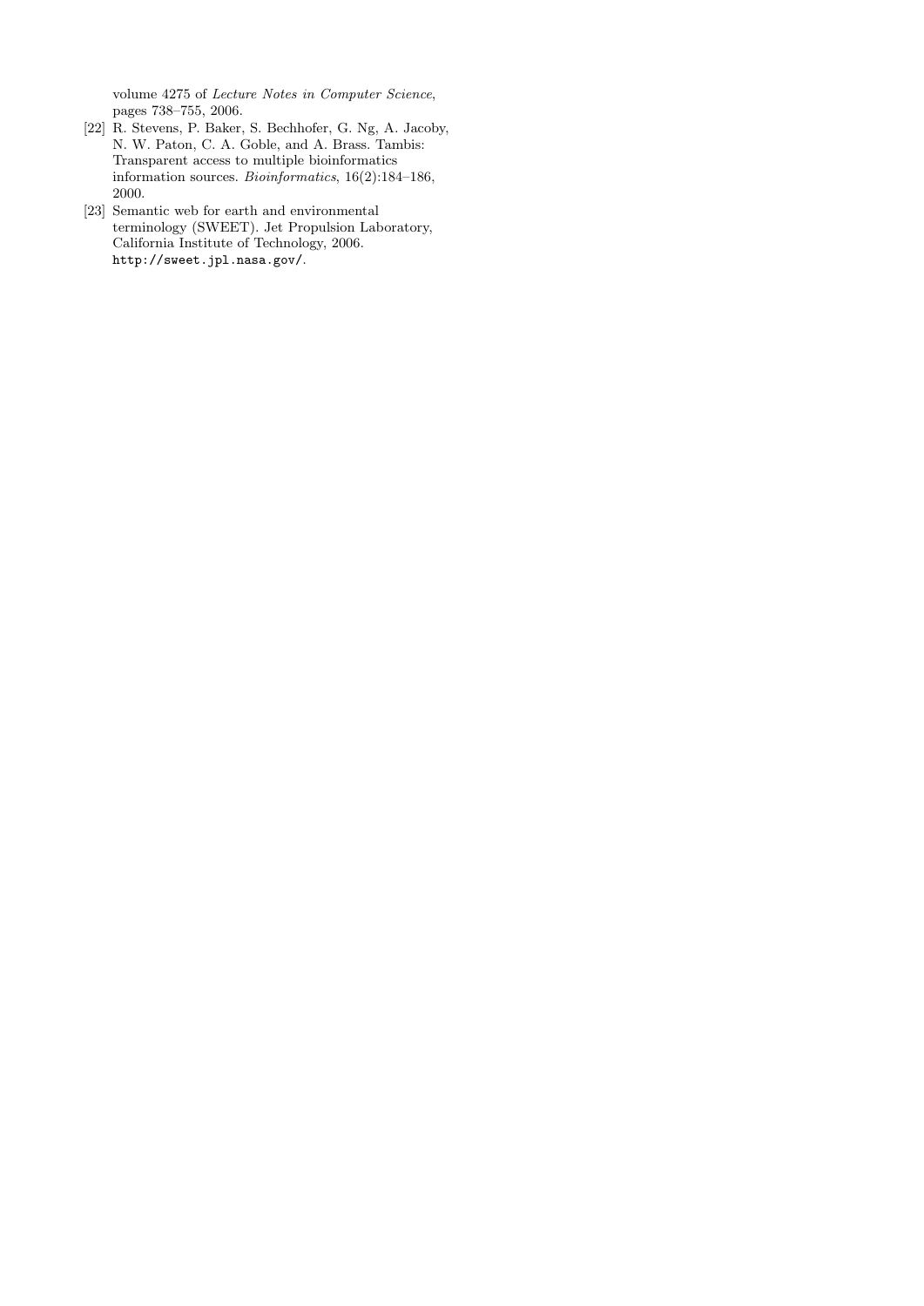volume 4275 of *Lecture Notes in Computer Science*, pages 738–755, 2006.

[22] R. Stevens, P. Baker, S. Bechhofer, G. Ng, A. Jacoby, N. W. Paton, C. A. Goble, and A. Brass. Tambis: Transparent access to multiple bioinformatics information sources. *Bioinformatics*, 16(2):184–186, 2000.

[23] Semantic web for earth and environmental terminology (SWEET). Jet Propulsion Laboratory, California Institute of Technology, 2006. `http://sweet.jpl.nasa.gov/`.